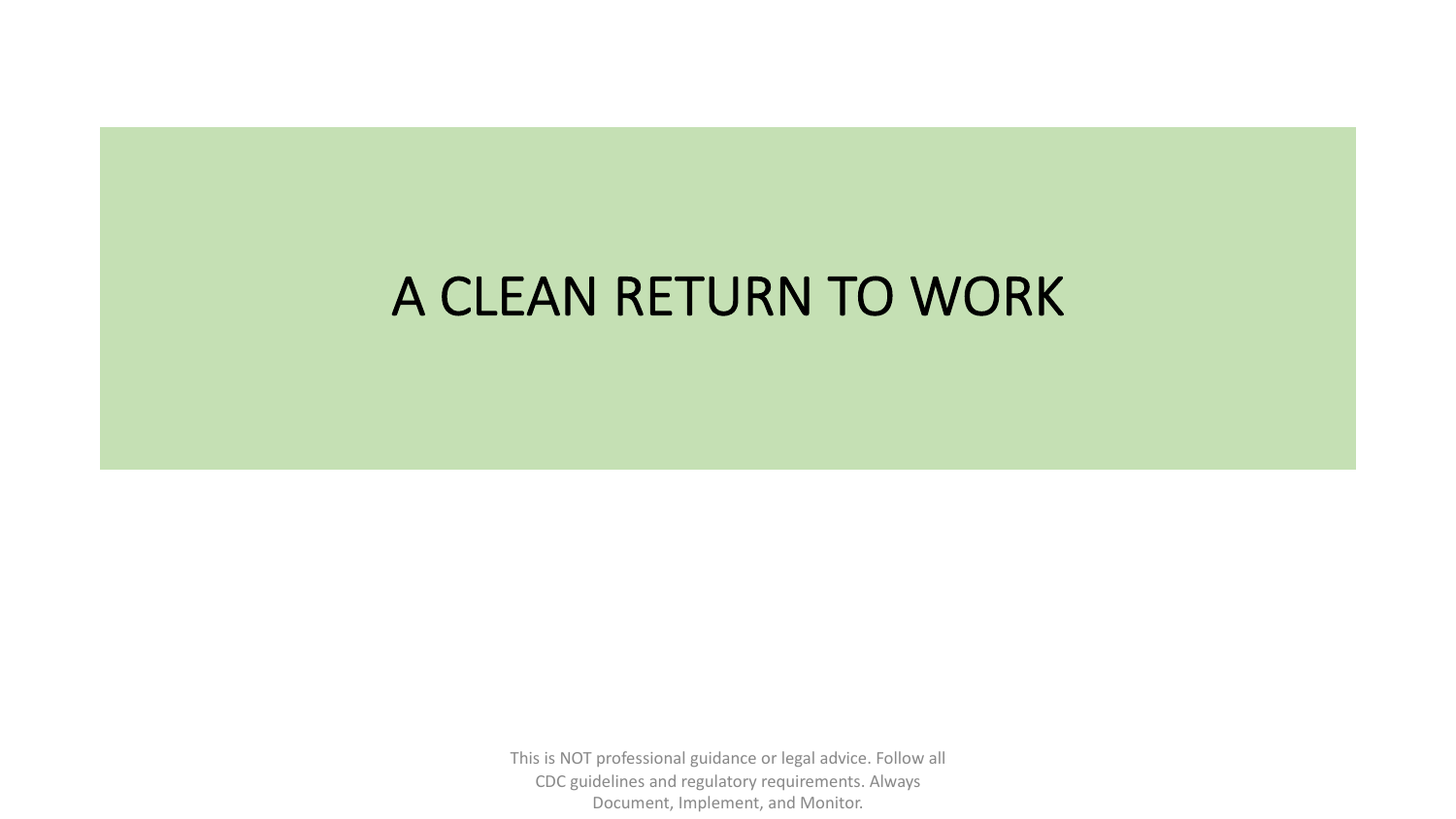# A CLEAN RETURN TO WORK

This is NOT professional guidance or legal advice. Follow all CDC guidelines and regulatory requirements. Always Document, Implement, and Monitor.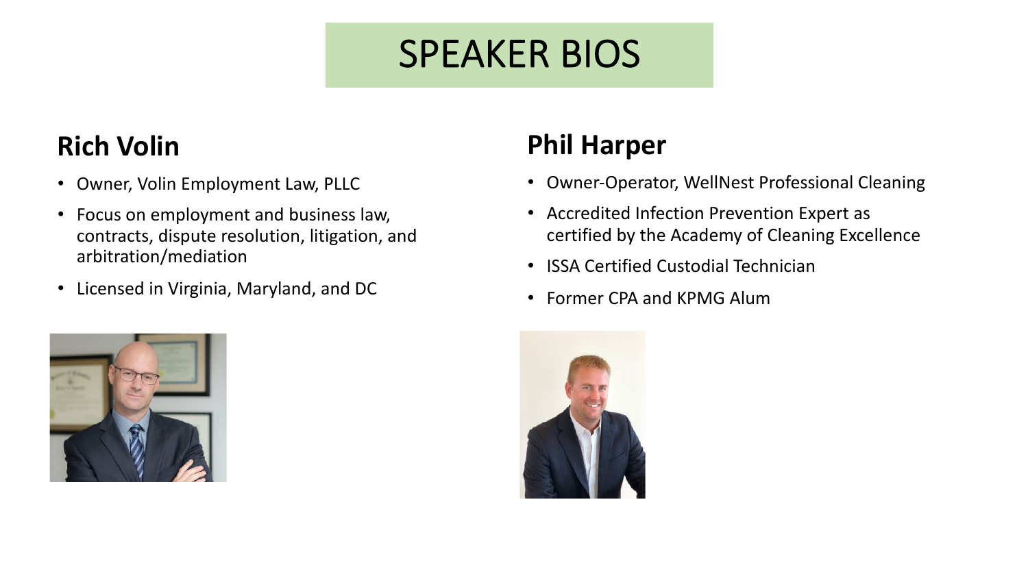# SPEAKER BIOS

## Rich Volin

- Owner, Volin Employment Law, PLLC
- Focus on employment and business law, contracts, dispute resolution, litigation, and arbitration/mediation
- Licensed in Virginia, Maryland, and DC

## Phil Harper

- Owner-Operator, WellNest Professional Cleaning
- Accredited Infection Prevention Expert as certified by the Academy of Cleaning Excellence
- ISSA Certified Custodial Technician
- Former CPA and KPMG Alum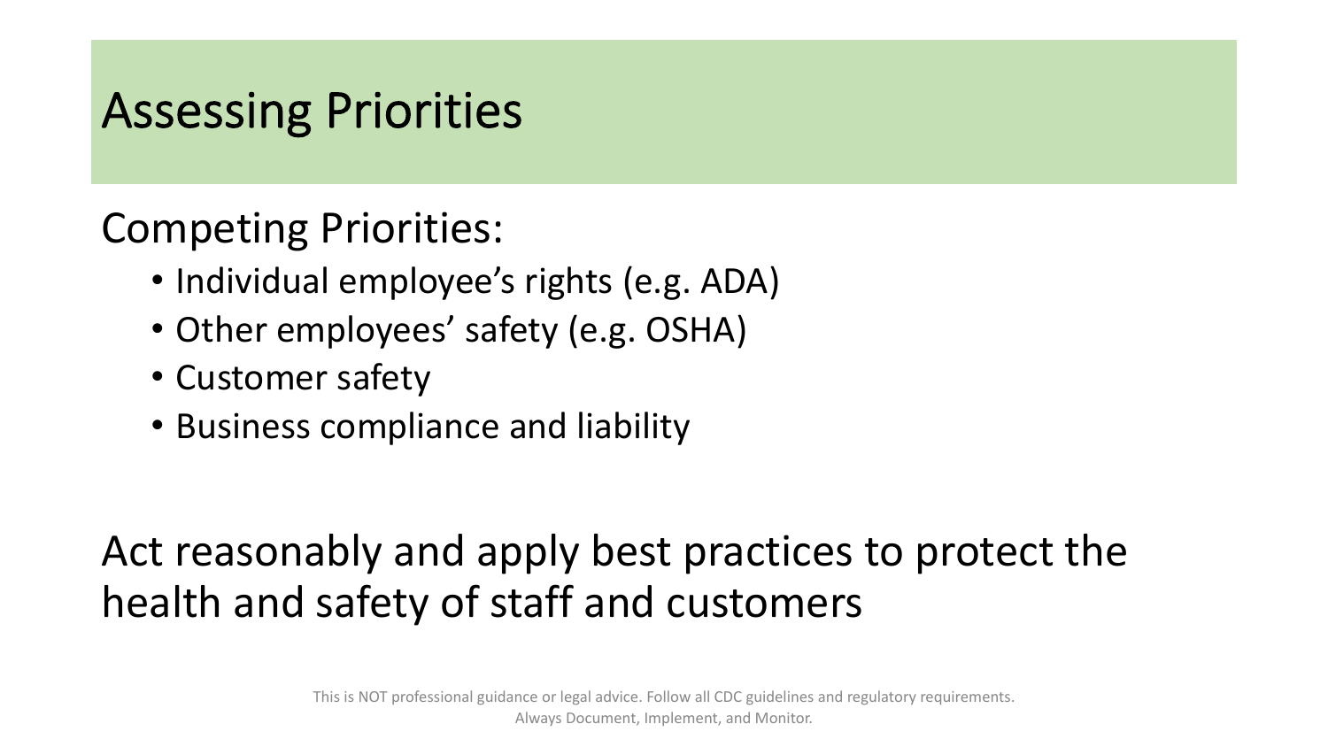# Assessing Priorities

Competing Priorities:

- Individual employee's rights (e.g. ADA)
- Other employees' safety (e.g. OSHA)
- Customer safety
- Business compliance and liability

Act reasonably and apply best practices to protect the health and safety of staff and customers

This is NOT professional guidance or legal advice. Follow all CDC guidelines and regulatory requirements. Always Document, Implement, and Monitor.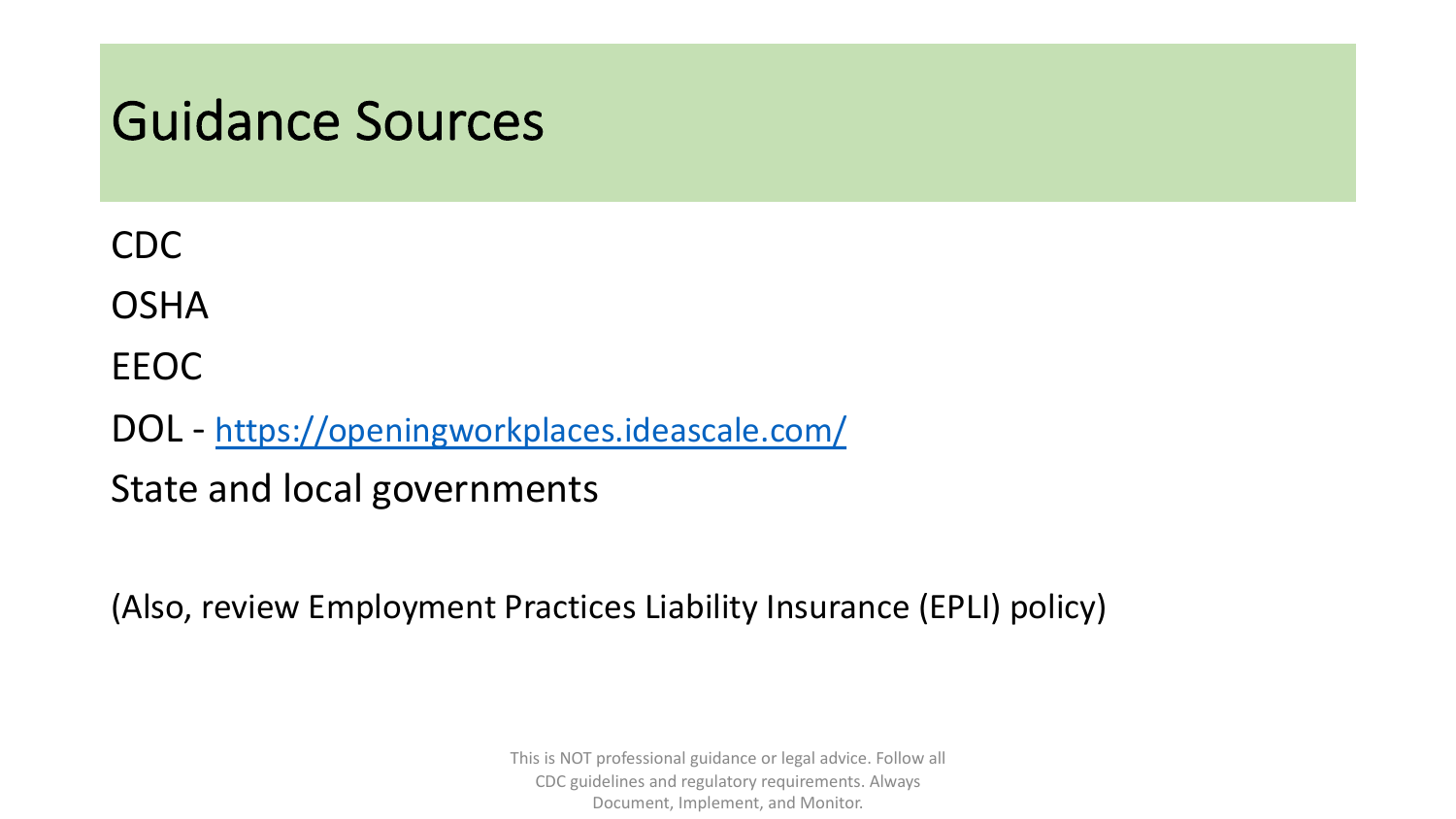# Guidance Sources

CDC

OSHA

EEOC

DOL - [https://openingworkplaces.ideascale.com/](https://openingworkplaces.ideascale.com/)

State and local governments

(Also, review Employment Practices Liability Insurance (EPLI) policy)

This is NOT professional guidance or legal advice. Follow all CDC guidelines and regulatory requirements. Always Document, Implement, and Monitor.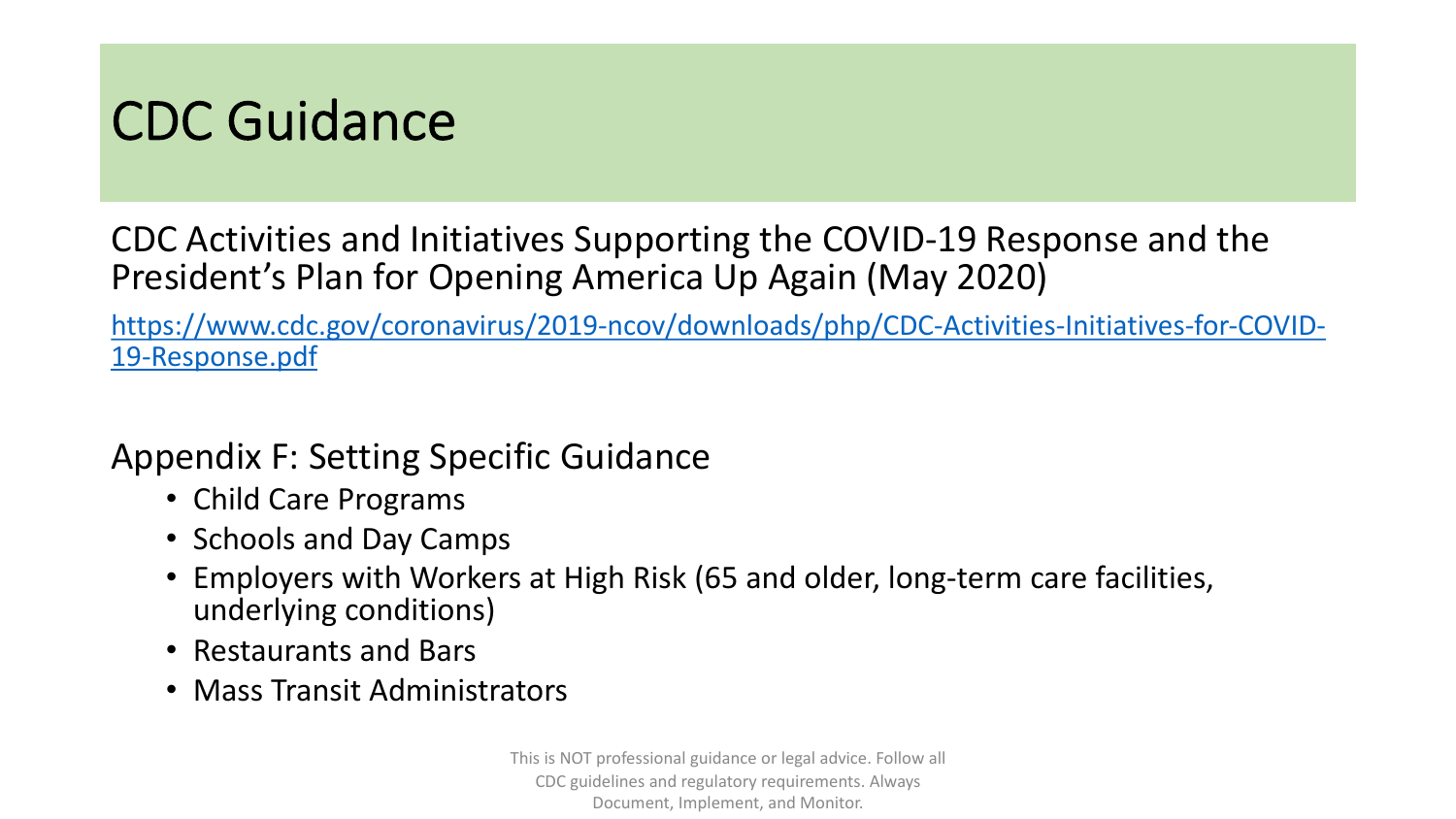# CDC Guidance

CDC Activities and Initiatives Supporting the COVID-19 Response and the President's Plan for Opening America Up Again (May 2020)

https://www.cdc.gov/coronavirus/2019-ncov/downloads/php/CDC-Activities-Initiatives-for-COVID-19-Response.pdf

Appendix F: Setting Specific Guidance

- Child Care Programs
- Schools and Day Camps
- Employers with Workers at High Risk (65 and older, long-term care facilities, underlying conditions)
- Restaurants and Bars
- Mass Transit Administrators

This is NOT professional guidance or legal advice. Follow all CDC guidelines and regulatory requirements. Always Document, Implement, and Monitor.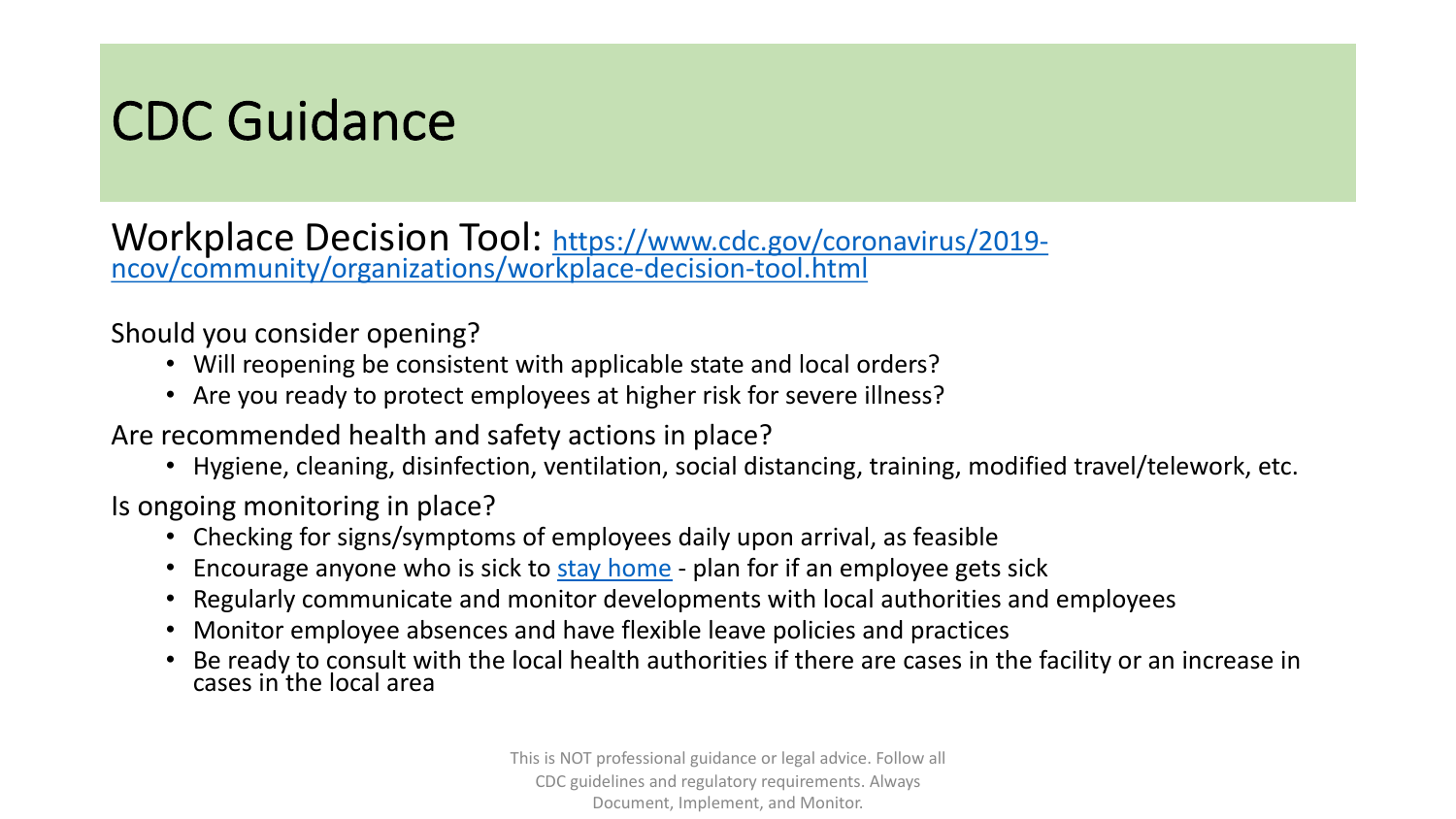# CDC Guidance

Workplace Decision Tool: [https://www.cdc.gov/coronavirus/2019-ncov/community/organizations/workplace-decision-tool.html](https://www.cdc.gov/coronavirus/2019-ncov/community/organizations/workplace-decision-tool.html)

Should you consider opening?

- Will reopening be consistent with applicable state and local orders?
- Are you ready to protect employees at higher risk for severe illness?

Are recommended health and safety actions in place?

- Hygiene, cleaning, disinfection, ventilation, social distancing, training, modified travel/telework, etc.

Is ongoing monitoring in place?

- Checking for signs/symptoms of employees daily upon arrival, as feasible
- Encourage anyone who is sick to stay home - plan for if an employee gets sick
- Regularly communicate and monitor developments with local authorities and employees
- Monitor employee absences and have flexible leave policies and practices
- Be ready to consult with the local health authorities if there are cases in the facility or an increase in cases in the local area

This is NOT professional guidance or legal advice. Follow all CDC guidelines and regulatory requirements. Always Document, Implement, and Monitor.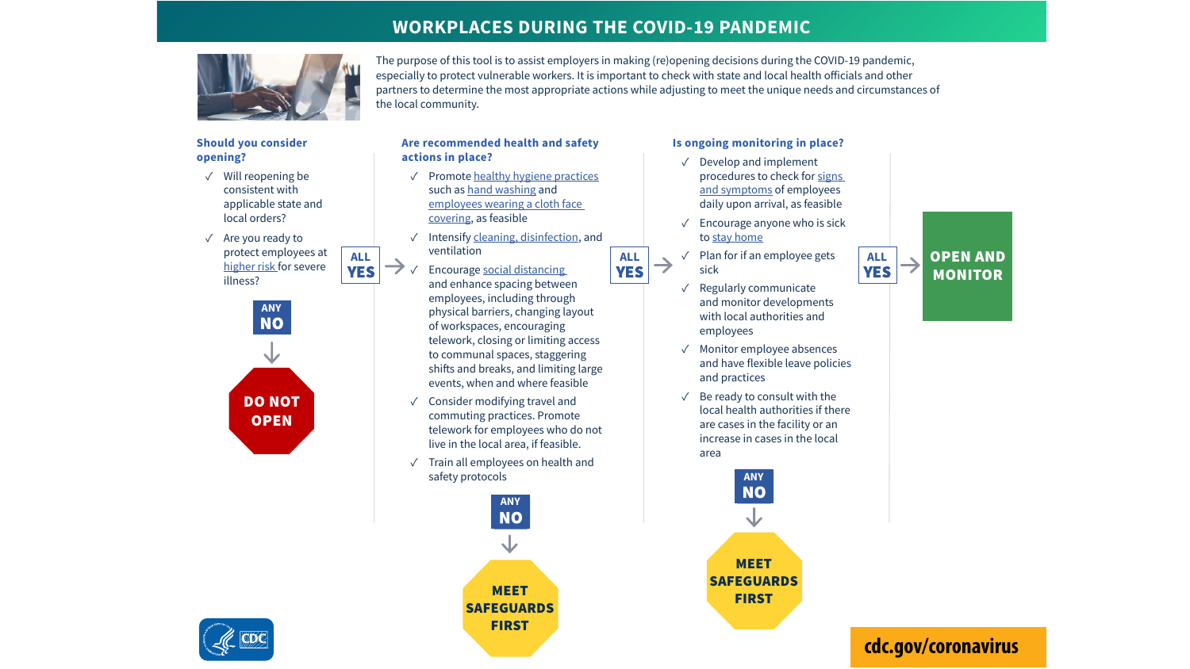# WORKPLACES DURING THE COVID-19 PANDEMIC

The purpose of this tool is to assist employers in making (re)opening decisions during the COVID-19 pandemic, especially to protect vulnerable workers. It is important to check with state and local health officials and other partners to determine the most appropriate actions while adjusting to meet the unique needs and circumstances of the local community.

### Should you consider opening?

- ✓ Will reopening be consistent with applicable state and local orders?
- ✓ Are you ready to protect employees at higher risk for severe illness?

**ANY NO** → **DO NOT OPEN**

**ALL YES** →

### Are recommended health and safety actions in place?

- ✓ Promote healthy hygiene practices such as hand washing and employees wearing a cloth face covering, as feasible
- ✓ Intensify cleaning, disinfection, and ventilation
- ✓ Encourage social distancing and enhance spacing between employees, including through physical barriers, changing layout of workspaces, encouraging telework, closing or limiting access to communal spaces, staggering shifts and breaks, and limiting large events, when and where feasible
- ✓ Consider modifying travel and commuting practices. Promote telework for employees who do not live in the local area, if feasible.
- ✓ Train all employees on health and safety protocols

**ANY NO** → **MEET SAFEGUARDS FIRST**

**ALL YES** →

### Is ongoing monitoring in place?

- ✓ Develop and implement procedures to check for signs and symptoms of employees daily upon arrival, as feasible
- ✓ Encourage anyone who is sick to stay home
- ✓ Plan for if an employee gets sick
- ✓ Regularly communicate and monitor developments with local authorities and employees
- ✓ Monitor employee absences and have flexible leave policies and practices
- ✓ Be ready to consult with the local health authorities if there are cases in the facility or an increase in cases in the local area

**ANY NO** → **MEET SAFEGUARDS FIRST**

**ALL YES** → **OPEN AND MONITOR**

cdc.gov/coronavirus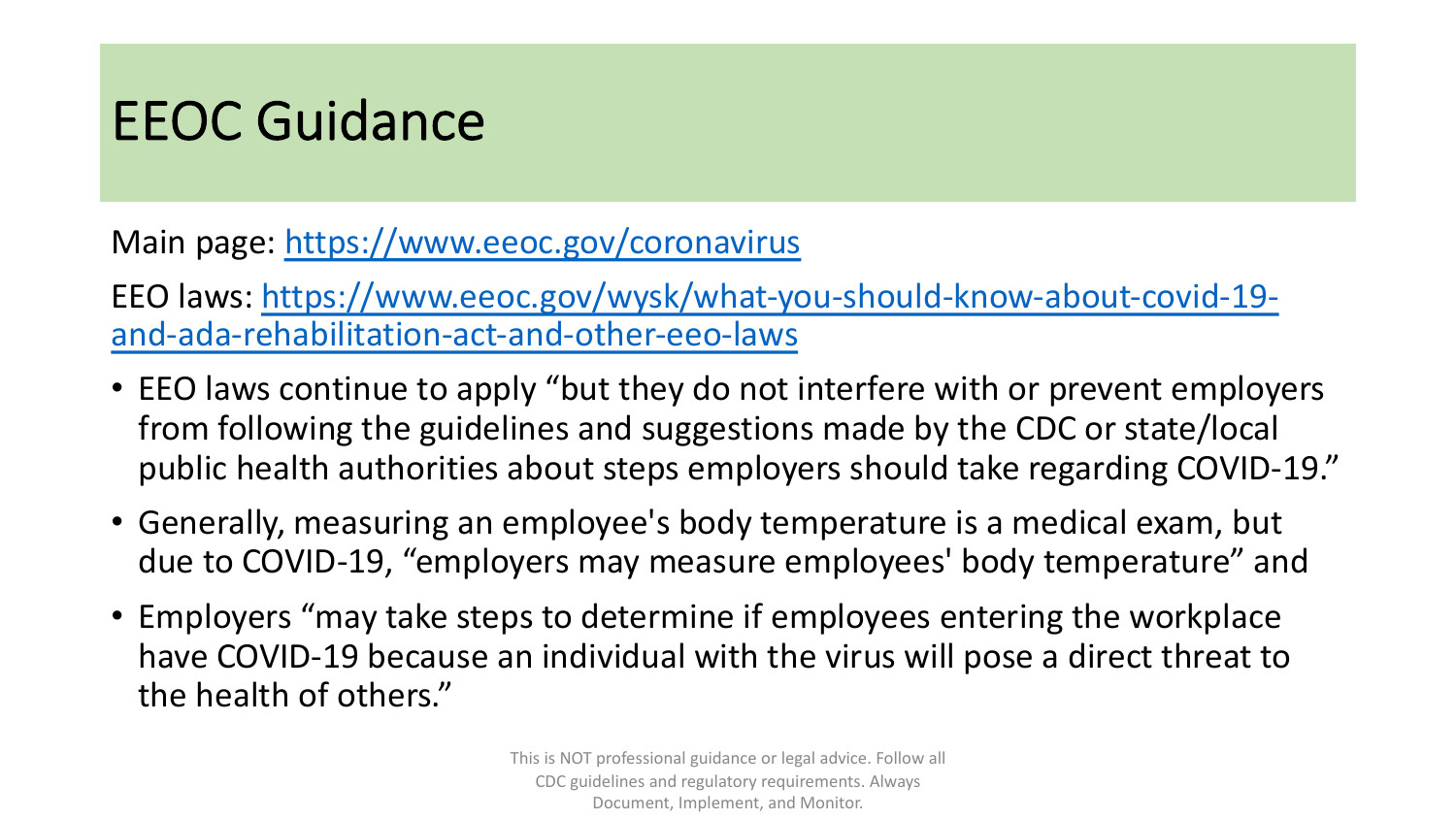# EEOC Guidance

Main page: [https://www.eeoc.gov/coronavirus](https://www.eeoc.gov/coronavirus)

EEO laws: [https://www.eeoc.gov/wysk/what-you-should-know-about-covid-19-and-ada-rehabilitation-act-and-other-eeo-laws](https://www.eeoc.gov/wysk/what-you-should-know-about-covid-19-and-ada-rehabilitation-act-and-other-eeo-laws)

- EEO laws continue to apply "but they do not interfere with or prevent employers from following the guidelines and suggestions made by the CDC or state/local public health authorities about steps employers should take regarding COVID-19."
- Generally, measuring an employee's body temperature is a medical exam, but due to COVID-19, "employers may measure employees' body temperature" and
- Employers "may take steps to determine if employees entering the workplace have COVID-19 because an individual with the virus will pose a direct threat to the health of others."

This is NOT professional guidance or legal advice. Follow all CDC guidelines and regulatory requirements. Always Document, Implement, and Monitor.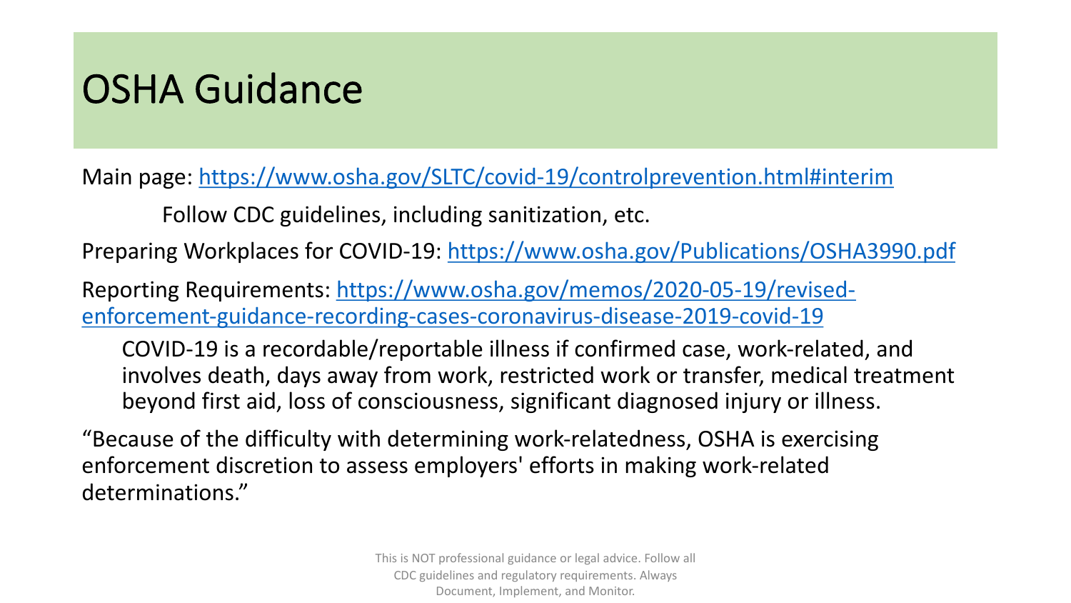# OSHA Guidance

Main page: https://www.osha.gov/SLTC/covid-19/controlprevention.html#interim

Follow CDC guidelines, including sanitization, etc.

Preparing Workplaces for COVID-19: https://www.osha.gov/Publications/OSHA3990.pdf

Reporting Requirements: https://www.osha.gov/memos/2020-05-19/revised-enforcement-guidance-recording-cases-coronavirus-disease-2019-covid-19

COVID-19 is a recordable/reportable illness if confirmed case, work-related, and involves death, days away from work, restricted work or transfer, medical treatment beyond first aid, loss of consciousness, significant diagnosed injury or illness.

"Because of the difficulty with determining work-relatedness, OSHA is exercising enforcement discretion to assess employers' efforts in making work-related determinations."

This is NOT professional guidance or legal advice. Follow all CDC guidelines and regulatory requirements. Always Document, Implement, and Monitor.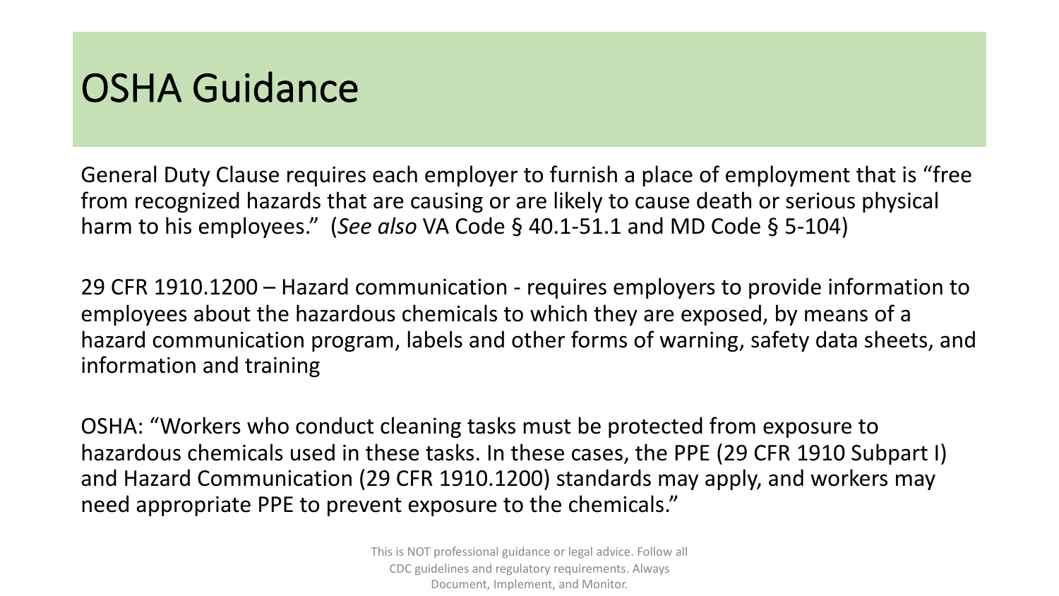# OSHA Guidance

General Duty Clause requires each employer to furnish a place of employment that is "free from recognized hazards that are causing or are likely to cause death or serious physical harm to his employees." (*See also* VA Code § 40.1-51.1 and MD Code § 5-104)

29 CFR 1910.1200 – Hazard communication - requires employers to provide information to employees about the hazardous chemicals to which they are exposed, by means of a hazard communication program, labels and other forms of warning, safety data sheets, and information and training

OSHA: "Workers who conduct cleaning tasks must be protected from exposure to hazardous chemicals used in these tasks. In these cases, the PPE (29 CFR 1910 Subpart I) and Hazard Communication (29 CFR 1910.1200) standards may apply, and workers may need appropriate PPE to prevent exposure to the chemicals."

This is NOT professional guidance or legal advice. Follow all CDC guidelines and regulatory requirements. Always Document, Implement, and Monitor.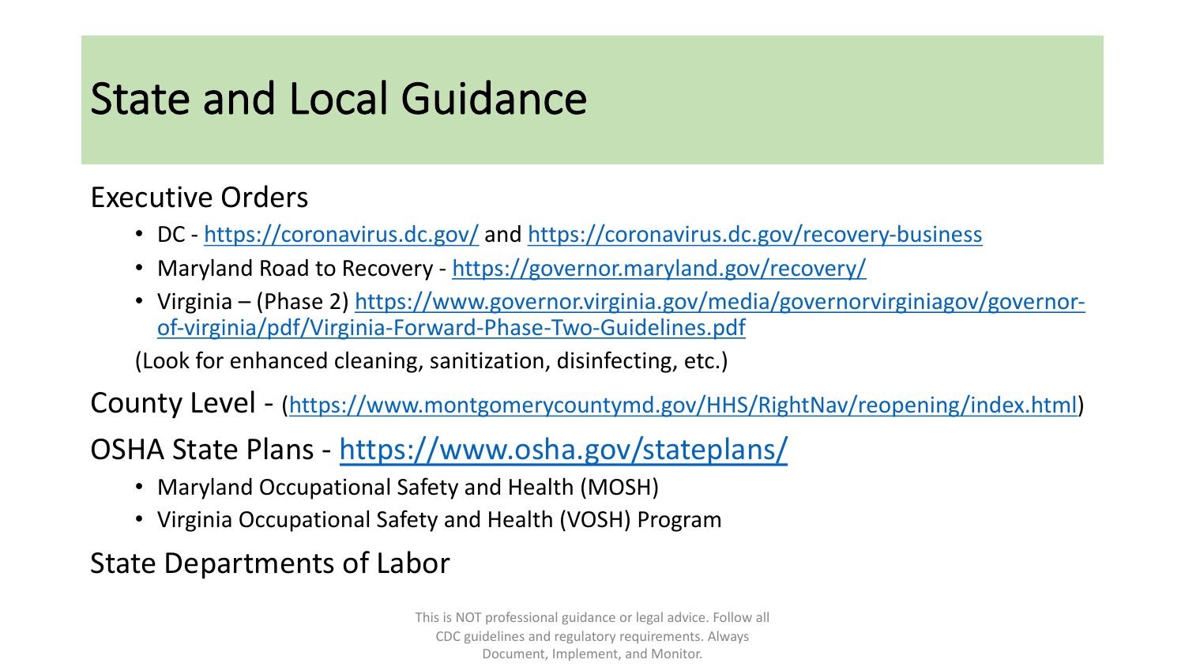# State and Local Guidance

## Executive Orders

- DC - https://coronavirus.dc.gov/ and https://coronavirus.dc.gov/recovery-business
- Maryland Road to Recovery - https://governor.maryland.gov/recovery/
- Virginia – (Phase 2) https://www.governor.virginia.gov/media/governorvirginiagov/governor-of-virginia/pdf/Virginia-Forward-Phase-Two-Guidelines.pdf

(Look for enhanced cleaning, sanitization, disinfecting, etc.)

## County Level - (https://www.montgomerycountymd.gov/HHS/RightNav/reopening/index.html)

## OSHA State Plans - https://www.osha.gov/stateplans/

- Maryland Occupational Safety and Health (MOSH)
- Virginia Occupational Safety and Health (VOSH) Program

## State Departments of Labor

This is NOT professional guidance or legal advice. Follow all CDC guidelines and regulatory requirements. Always Document, Implement, and Monitor.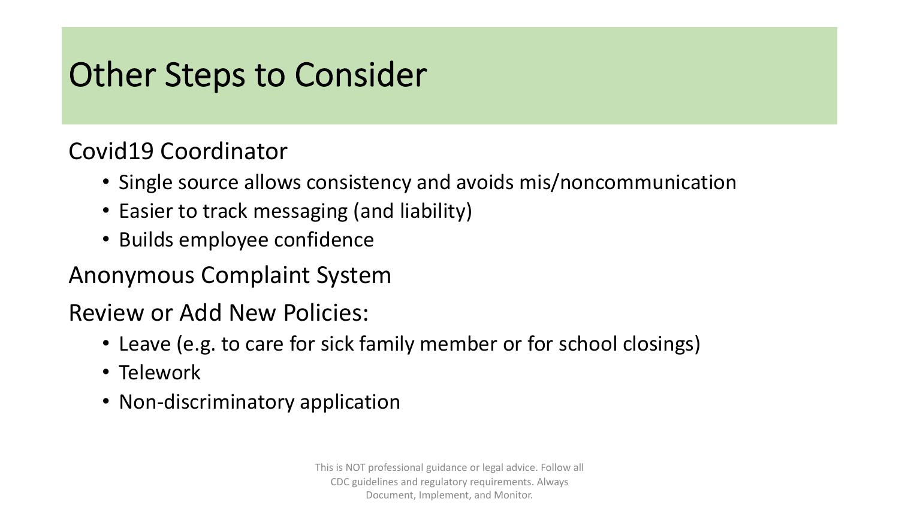# Other Steps to Consider

Covid19 Coordinator

- Single source allows consistency and avoids mis/noncommunication
- Easier to track messaging (and liability)
- Builds employee confidence

Anonymous Complaint System

Review or Add New Policies:

- Leave (e.g. to care for sick family member or for school closings)
- Telework
- Non-discriminatory application

This is NOT professional guidance or legal advice. Follow all CDC guidelines and regulatory requirements. Always Document, Implement, and Monitor.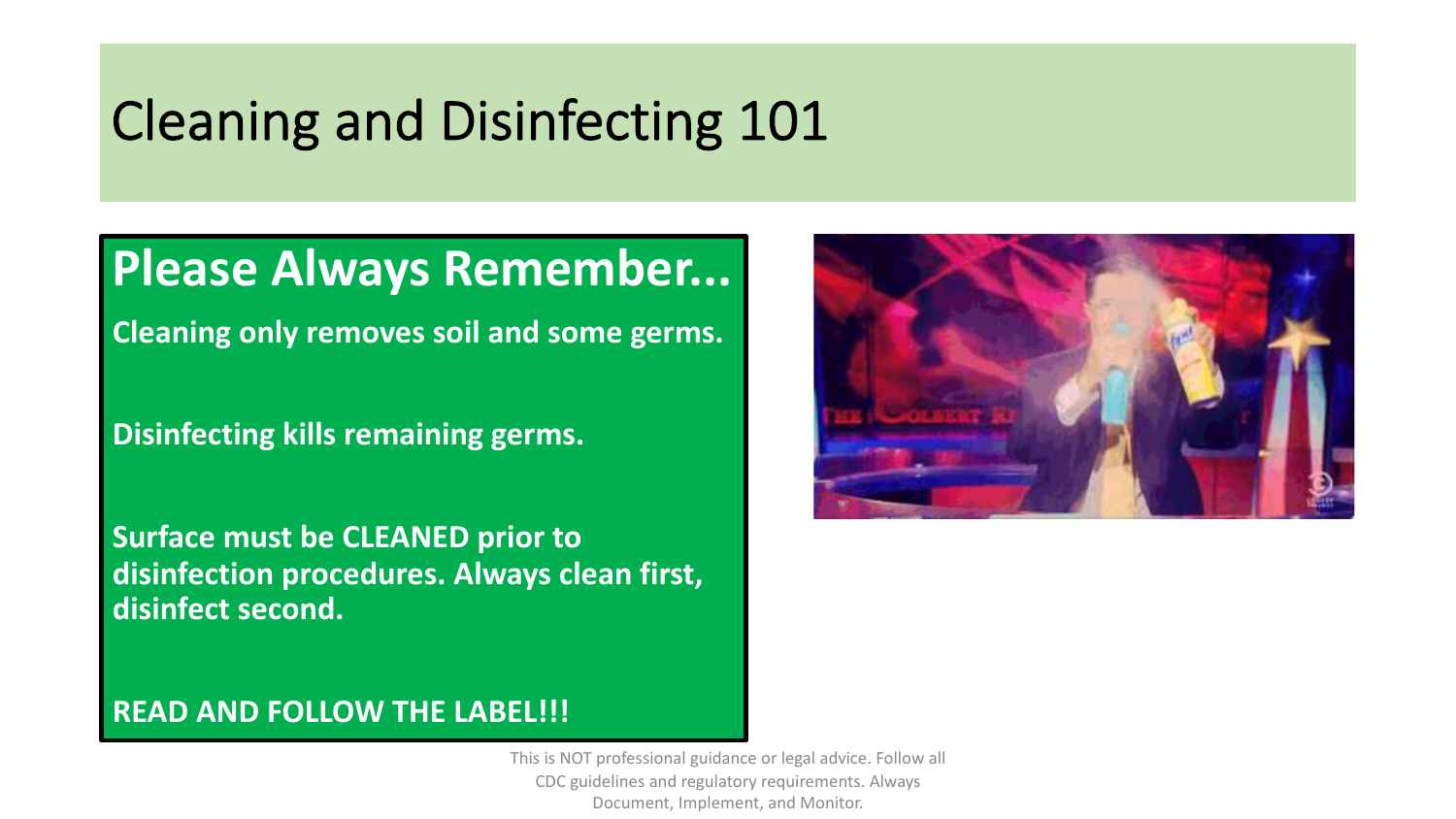# Cleaning and Disinfecting 101

## Please Always Remember...

**Cleaning only removes soil and some germs.**

**Disinfecting kills remaining germs.**

**Surface must be CLEANED prior to disinfection procedures. Always clean first, disinfect second.**

**READ AND FOLLOW THE LABEL!!!**

This is NOT professional guidance or legal advice. Follow all CDC guidelines and regulatory requirements. Always Document, Implement, and Monitor.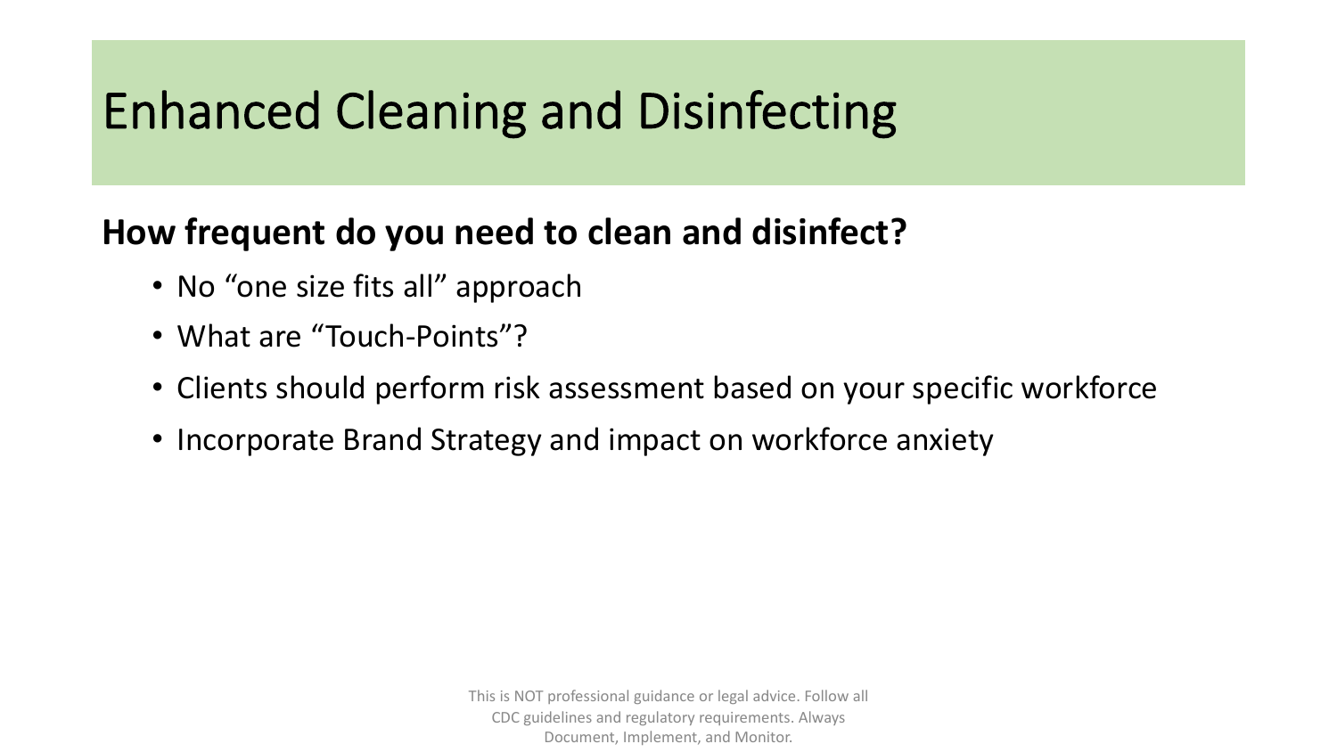# Enhanced Cleaning and Disinfecting

**How frequent do you need to clean and disinfect?**

- No “one size fits all” approach
- What are “Touch-Points”?
- Clients should perform risk assessment based on your specific workforce
- Incorporate Brand Strategy and impact on workforce anxiety

This is NOT professional guidance or legal advice. Follow all CDC guidelines and regulatory requirements. Always Document, Implement, and Monitor.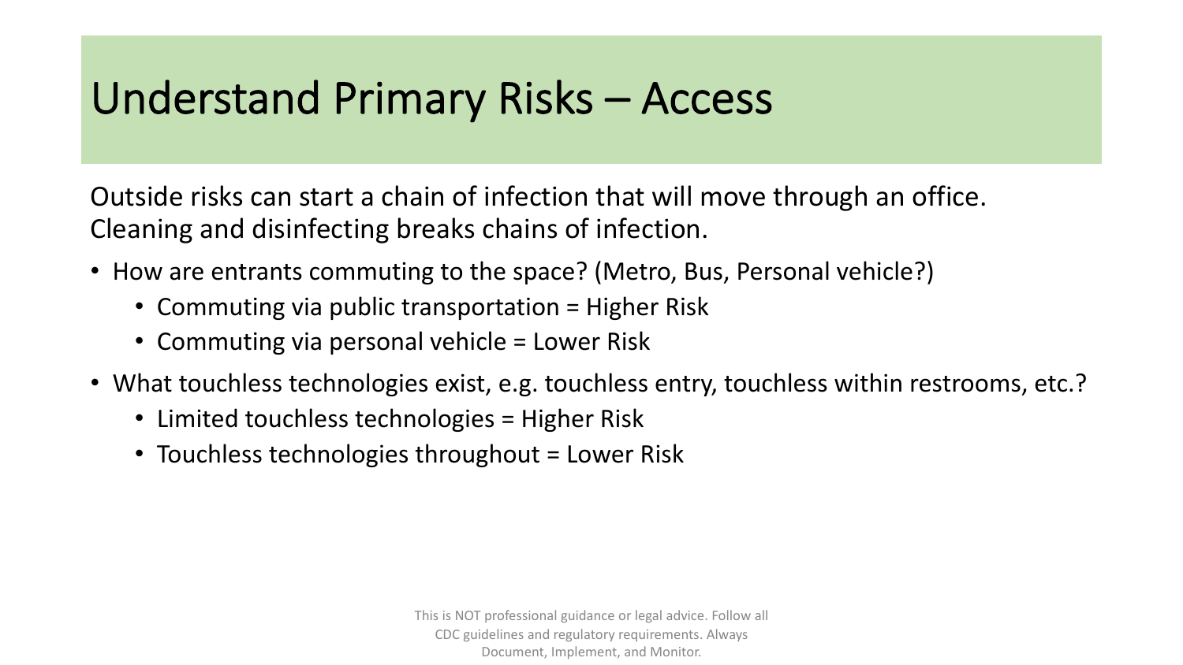# Understand Primary Risks – Access

Outside risks can start a chain of infection that will move through an office. Cleaning and disinfecting breaks chains of infection.

- How are entrants commuting to the space? (Metro, Bus, Personal vehicle?)
  - Commuting via public transportation = Higher Risk
  - Commuting via personal vehicle = Lower Risk
- What touchless technologies exist, e.g. touchless entry, touchless within restrooms, etc.?
  - Limited touchless technologies = Higher Risk
  - Touchless technologies throughout = Lower Risk

This is NOT professional guidance or legal advice. Follow all CDC guidelines and regulatory requirements. Always Document, Implement, and Monitor.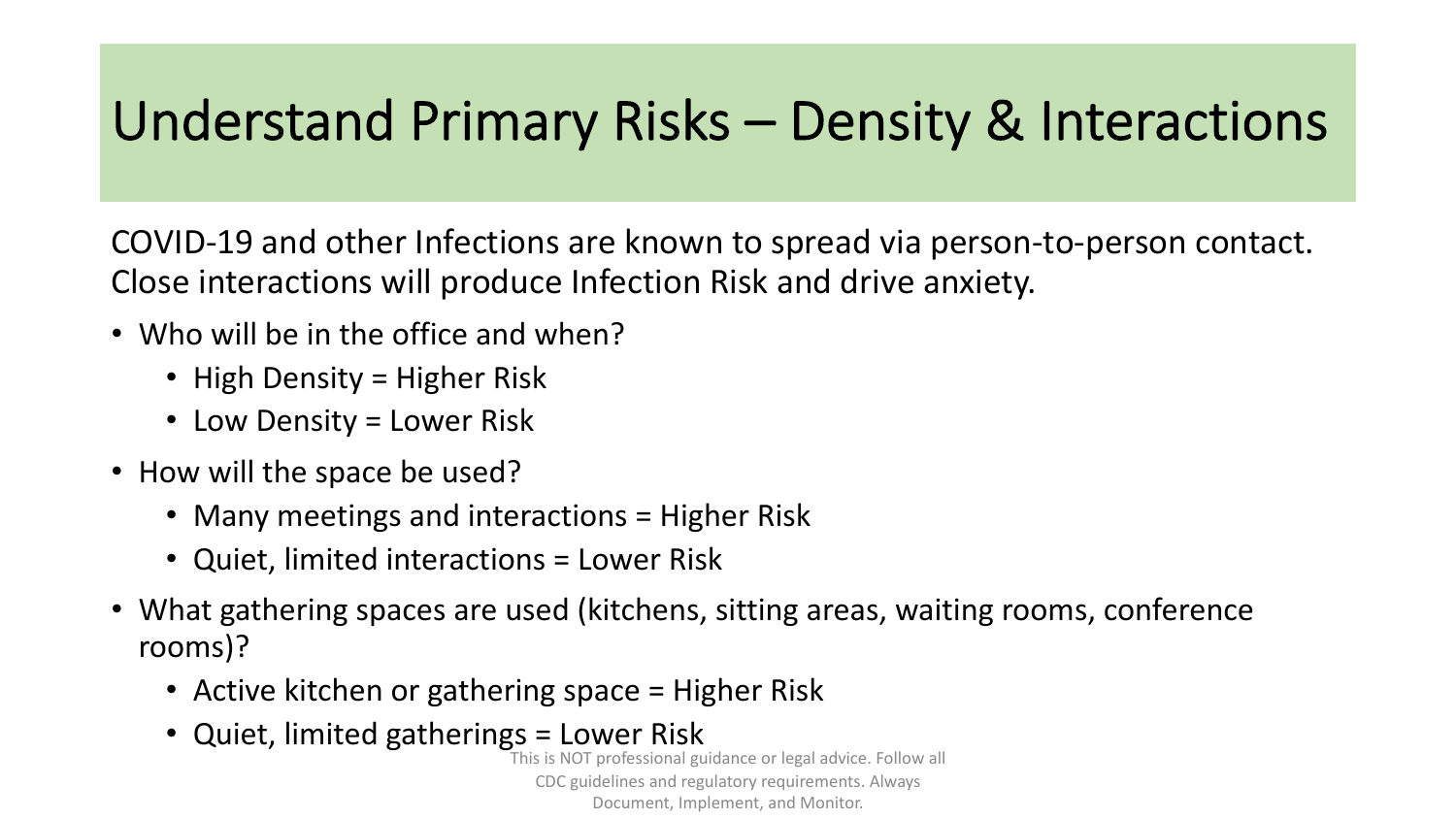# Understand Primary Risks – Density & Interactions

COVID-19 and other Infections are known to spread via person-to-person contact. Close interactions will produce Infection Risk and drive anxiety.

- Who will be in the office and when?
  - High Density = Higher Risk
  - Low Density = Lower Risk
- How will the space be used?
  - Many meetings and interactions = Higher Risk
  - Quiet, limited interactions = Lower Risk
- What gathering spaces are used (kitchens, sitting areas, waiting rooms, conference rooms)?
  - Active kitchen or gathering space = Higher Risk
  - Quiet, limited gatherings = Lower Risk

This is NOT professional guidance or legal advice. Follow all CDC guidelines and regulatory requirements. Always Document, Implement, and Monitor.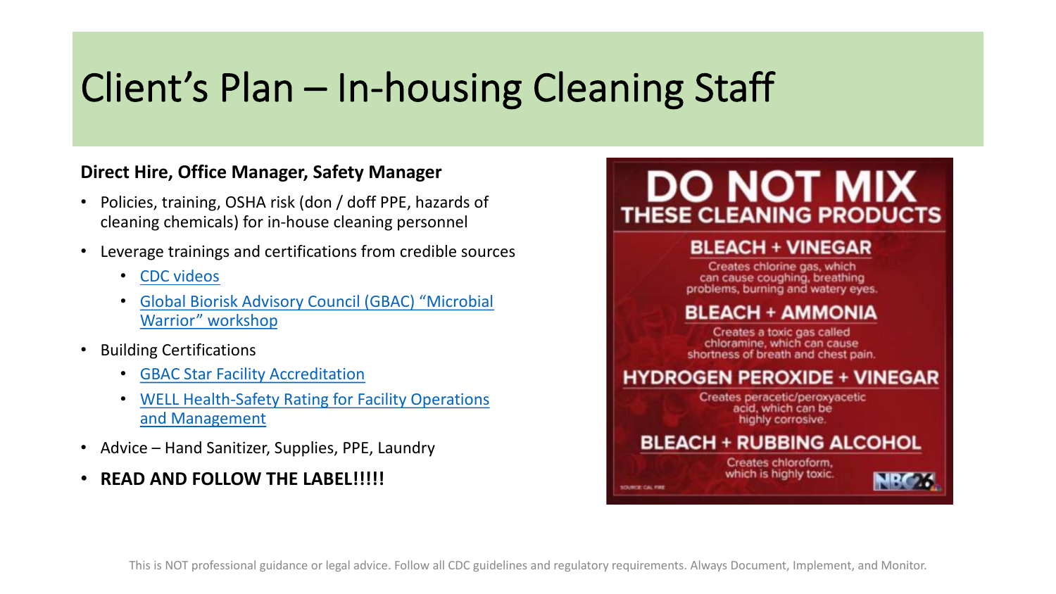# Client's Plan – In-housing Cleaning Staff

**Direct Hire, Office Manager, Safety Manager**

- Policies, training, OSHA risk (don / doff PPE, hazards of cleaning chemicals) for in-house cleaning personnel
- Leverage trainings and certifications from credible sources
  - CDC videos
  - Global Biorisk Advisory Council (GBAC) "Microbial Warrior" workshop
- Building Certifications
  - GBAC Star Facility Accreditation
  - WELL Health-Safety Rating for Facility Operations and Management
- Advice – Hand Sanitizer, Supplies, PPE, Laundry
- **READ AND FOLLOW THE LABEL!!!!!**

## DO NOT MIX THESE CLEANING PRODUCTS

**BLEACH + VINEGAR**

Creates chlorine gas, which can cause coughing, breathing problems, burning and watery eyes.

**BLEACH + AMMONIA**

Creates a toxic gas called chloramine, which can cause shortness of breath and chest pain.

**HYDROGEN PEROXIDE + VINEGAR**

Creates peracetic/peroxyacetic acid, which can be highly corrosive.

**BLEACH + RUBBING ALCOHOL**

Creates chloroform, which is highly toxic.

SOURCE: CAL FIRE

NBC26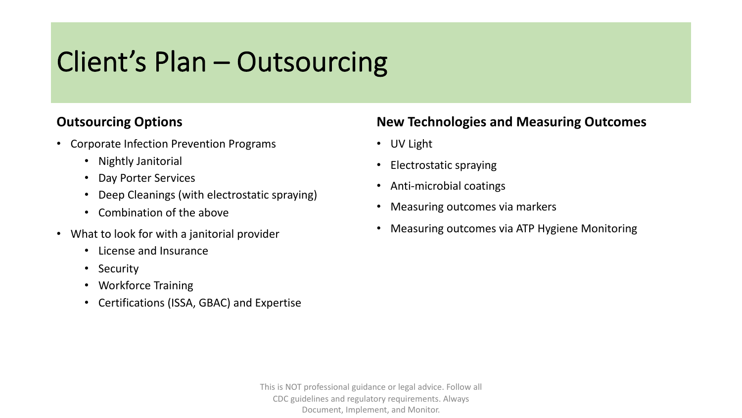# Client's Plan – Outsourcing

## Outsourcing Options

- Corporate Infection Prevention Programs
  - Nightly Janitorial
  - Day Porter Services
  - Deep Cleanings (with electrostatic spraying)
  - Combination of the above
- What to look for with a janitorial provider
  - License and Insurance
  - Security
  - Workforce Training
  - Certifications (ISSA, GBAC) and Expertise

## New Technologies and Measuring Outcomes

- UV Light
- Electrostatic spraying
- Anti-microbial coatings
- Measuring outcomes via markers
- Measuring outcomes via ATP Hygiene Monitoring

This is NOT professional guidance or legal advice. Follow all CDC guidelines and regulatory requirements. Always Document, Implement, and Monitor.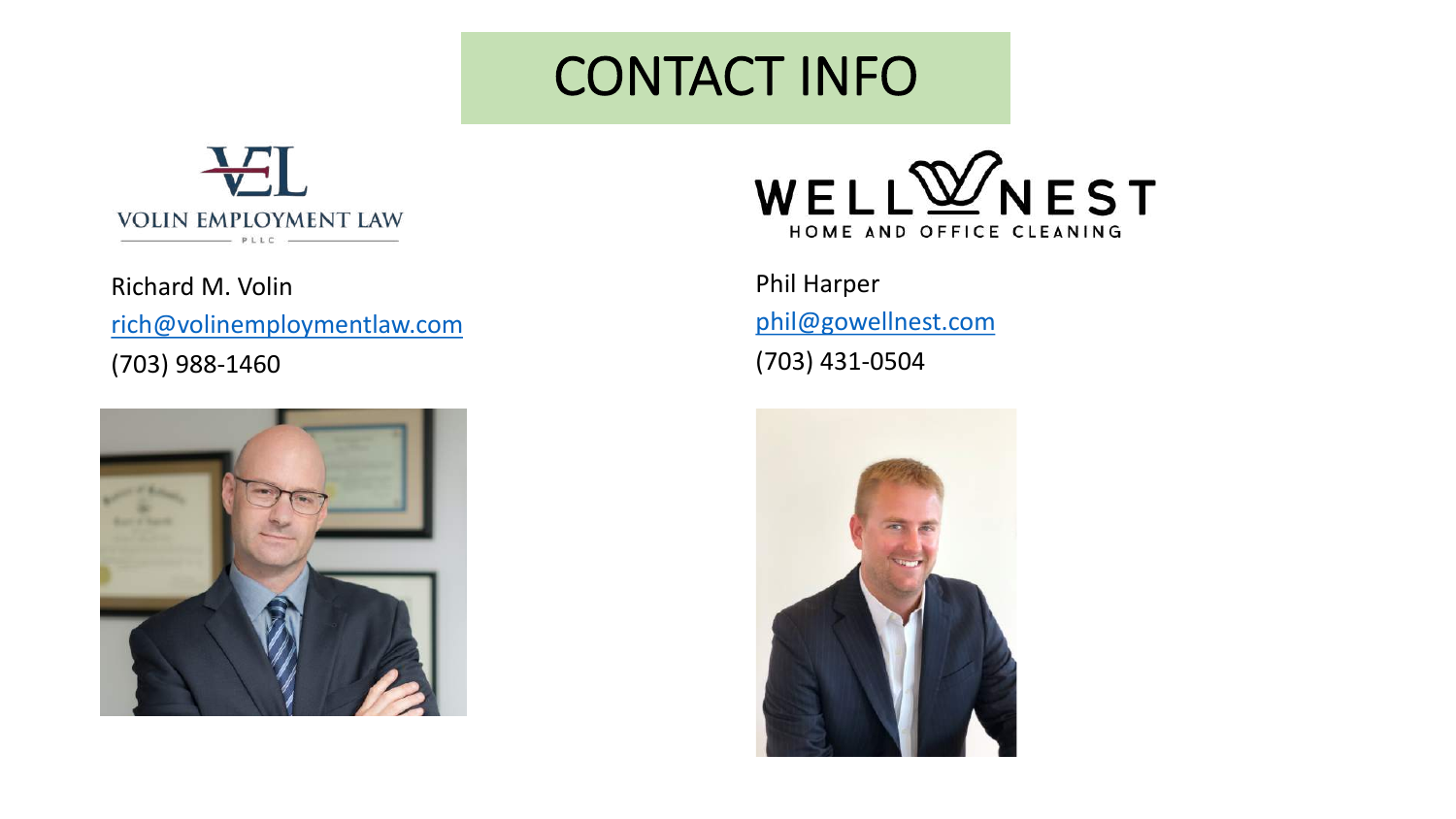# CONTACT INFO

VOLIN EMPLOYMENT LAW
PLLC

Richard M. Volin
rich@volinemploymentlaw.com
(703) 988-1460

WELLNEST
HOME AND OFFICE CLEANING

Phil Harper
phil@gowellnest.com
(703) 431-0504